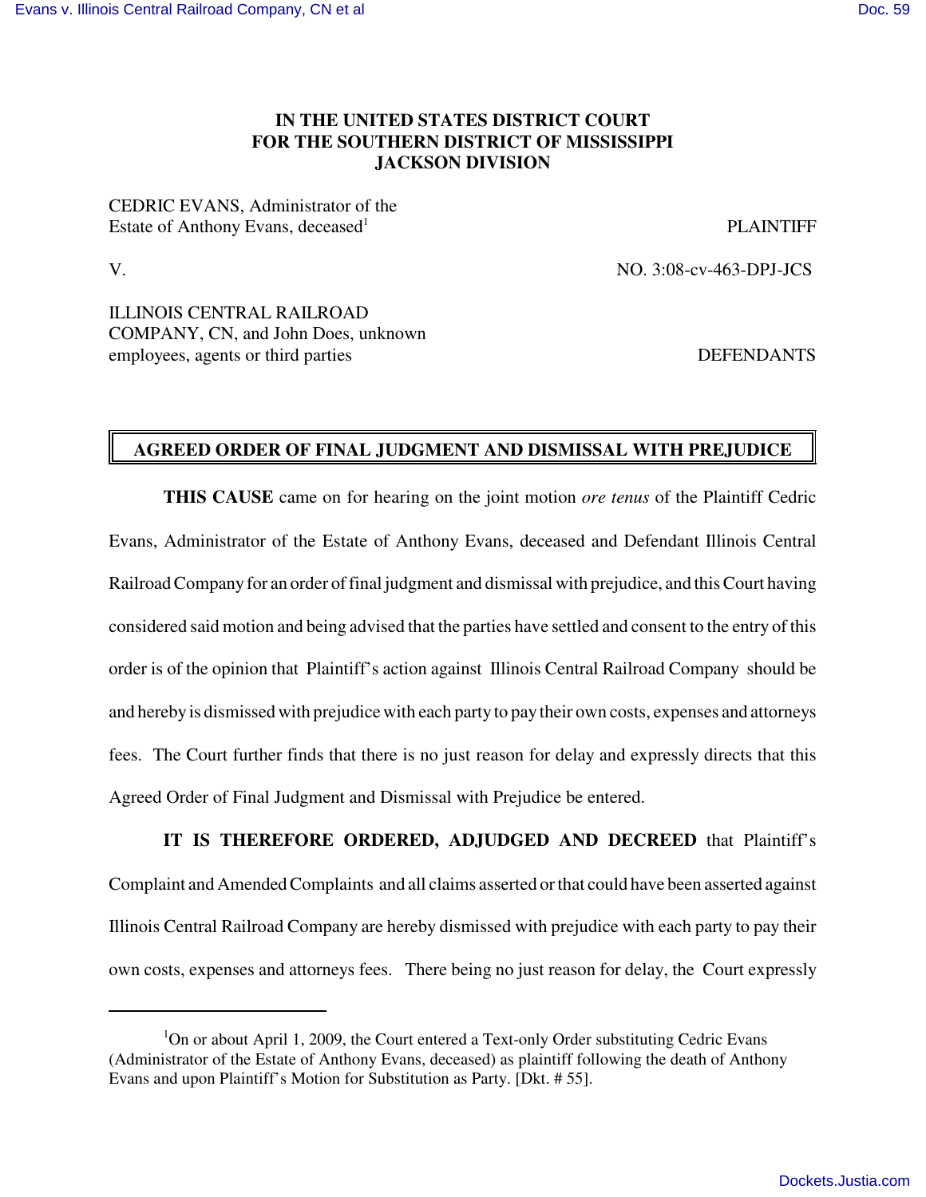**IN THE UNITED STATES DISTRICT COURT**
**FOR THE SOUTHERN DISTRICT OF MISSISSIPPI**
**JACKSON DIVISION**

CEDRIC EVANS, Administrator of the
Estate of Anthony Evans, deceased[1] PLAINTIFF

V. NO. 3:08-cv-463-DPJ-JCS

ILLINOIS CENTRAL RAILROAD
COMPANY, CN, and John Does, unknown
employees, agents or third parties DEFENDANTS

## AGREED ORDER OF FINAL JUDGMENT AND DISMISSAL WITH PREJUDICE

**THIS CAUSE** came on for hearing on the joint motion *ore tenus* of the Plaintiff Cedric Evans, Administrator of the Estate of Anthony Evans, deceased and Defendant Illinois Central Railroad Company for an order of final judgment and dismissal with prejudice, and this Court having considered said motion and being advised that the parties have settled and consent to the entry of this order is of the opinion that Plaintiff's action against Illinois Central Railroad Company should be and hereby is dismissed with prejudice with each party to pay their own costs, expenses and attorneys fees. The Court further finds that there is no just reason for delay and expressly directs that this Agreed Order of Final Judgment and Dismissal with Prejudice be entered.

**IT IS THEREFORE ORDERED, ADJUDGED AND DECREED** that Plaintiff's Complaint and Amended Complaints and all claims asserted or that could have been asserted against Illinois Central Railroad Company are hereby dismissed with prejudice with each party to pay their own costs, expenses and attorneys fees. There being no just reason for delay, the Court expressly

[1]On or about April 1, 2009, the Court entered a Text-only Order substituting Cedric Evans (Administrator of the Estate of Anthony Evans, deceased) as plaintiff following the death of Anthony Evans and upon Plaintiff's Motion for Substitution as Party. [Dkt. # 55].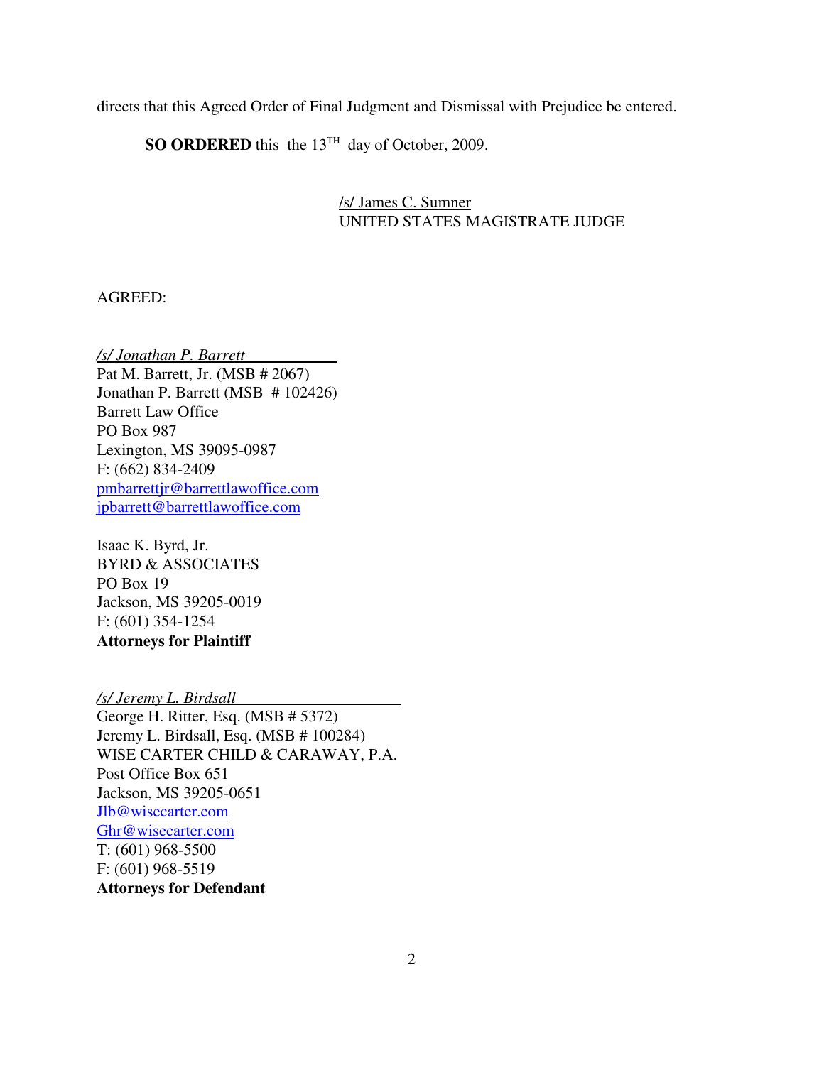directs that this Agreed Order of Final Judgment and Dismissal with Prejudice be entered.

**SO ORDERED** this the 13TH day of October, 2009.

/s/ James C. Sumner
UNITED STATES MAGISTRATE JUDGE

AGREED:

*/s/ Jonathan P. Barrett*
Pat M. Barrett, Jr. (MSB # 2067)
Jonathan P. Barrett (MSB # 102426)
Barrett Law Office
PO Box 987
Lexington, MS 39095-0987
F: (662) 834-2409
pmbarrettjr@barrettlawoffice.com
jpbarrett@barrettlawoffice.com

Isaac K. Byrd, Jr.
BYRD & ASSOCIATES
PO Box 19
Jackson, MS 39205-0019
F: (601) 354-1254
**Attorneys for Plaintiff**

*/s/ Jeremy L. Birdsall*
George H. Ritter, Esq. (MSB # 5372)
Jeremy L. Birdsall, Esq. (MSB # 100284)
WISE CARTER CHILD & CARAWAY, P.A.
Post Office Box 651
Jackson, MS 39205-0651
Jlb@wisecarter.com
Ghr@wisecarter.com
T: (601) 968-5500
F: (601) 968-5519
**Attorneys for Defendant**